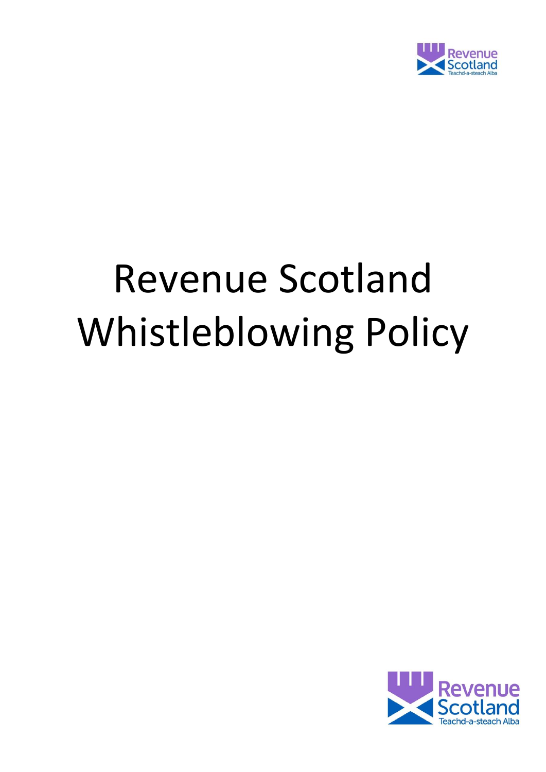# Revenue Scotland Whistleblowing Policy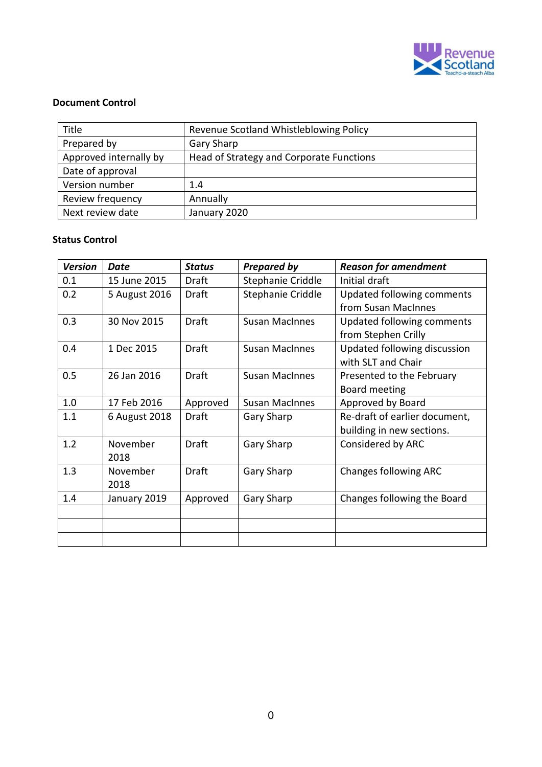**Document Control**

| Title | Revenue Scotland Whistleblowing Policy |
|---|---|
| Prepared by | Gary Sharp |
| Approved internally by | Head of Strategy and Corporate Functions |
| Date of approval | |
| Version number | 1.4 |
| Review frequency | Annually |
| Next review date | January 2020 |

**Status Control**

| *Version* | *Date* | *Status* | *Prepared by* | *Reason for amendment* |
|---|---|---|---|---|
| 0.1 | 15 June 2015 | Draft | Stephanie Criddle | Initial draft |
| 0.2 | 5 August 2016 | Draft | Stephanie Criddle | Updated following comments from Susan MacInnes |
| 0.3 | 30 Nov 2015 | Draft | Susan MacInnes | Updated following comments from Stephen Crilly |
| 0.4 | 1 Dec 2015 | Draft | Susan MacInnes | Updated following discussion with SLT and Chair |
| 0.5 | 26 Jan 2016 | Draft | Susan MacInnes | Presented to the February Board meeting |
| 1.0 | 17 Feb 2016 | Approved | Susan MacInnes | Approved by Board |
| 1.1 | 6 August 2018 | Draft | Gary Sharp | Re-draft of earlier document, building in new sections. |
| 1.2 | November 2018 | Draft | Gary Sharp | Considered by ARC |
| 1.3 | November 2018 | Draft | Gary Sharp | Changes following ARC |
| 1.4 | January 2019 | Approved | Gary Sharp | Changes following the Board |
| | | | | |
| | | | | |
| | | | | |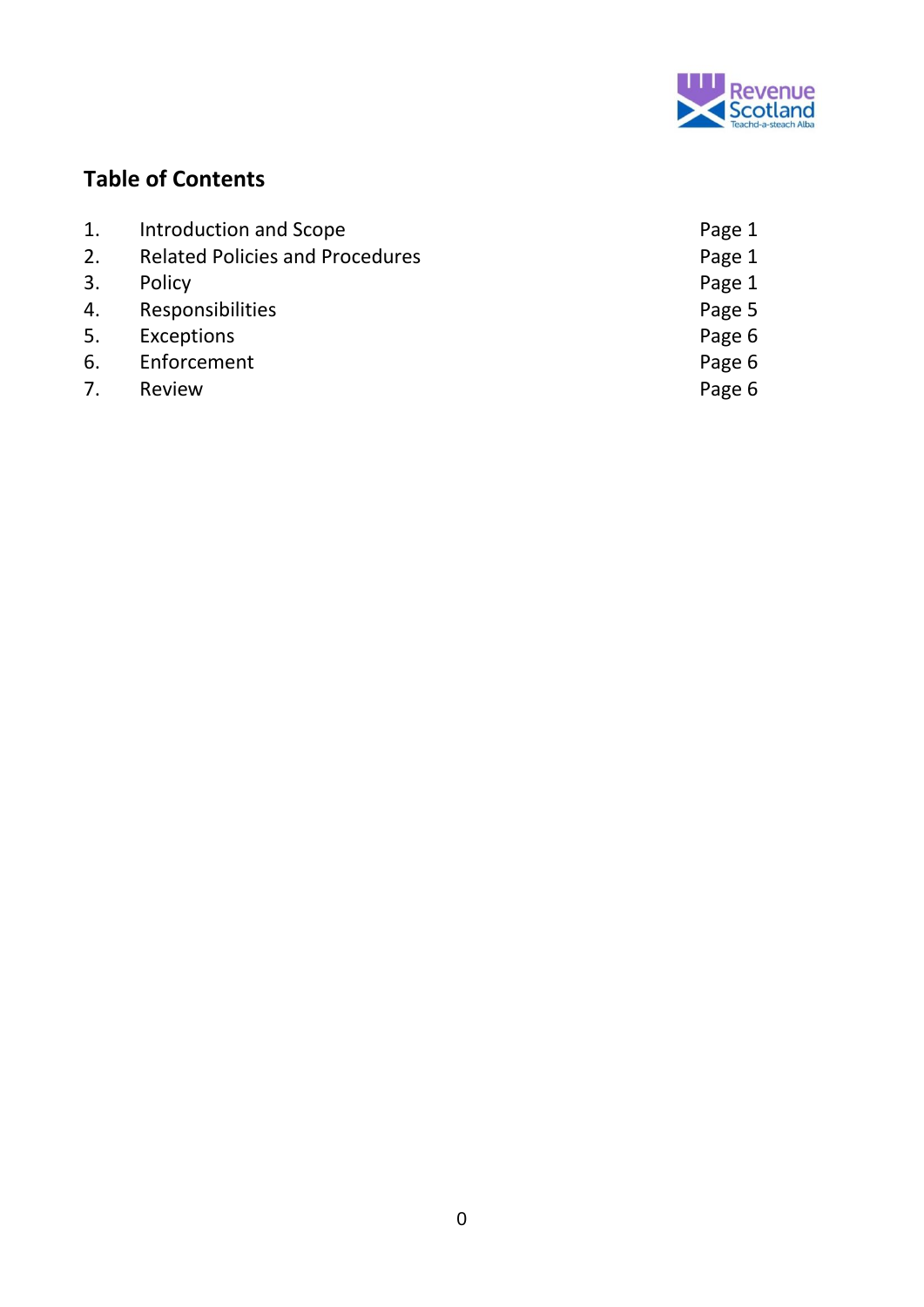## Table of Contents

| | | |
|---|---|---|
| 1. | Introduction and Scope | Page 1 |
| 2. | Related Policies and Procedures | Page 1 |
| 3. | Policy | Page 1 |
| 4. | Responsibilities | Page 5 |
| 5. | Exceptions | Page 6 |
| 6. | Enforcement | Page 6 |
| 7. | Review | Page 6 |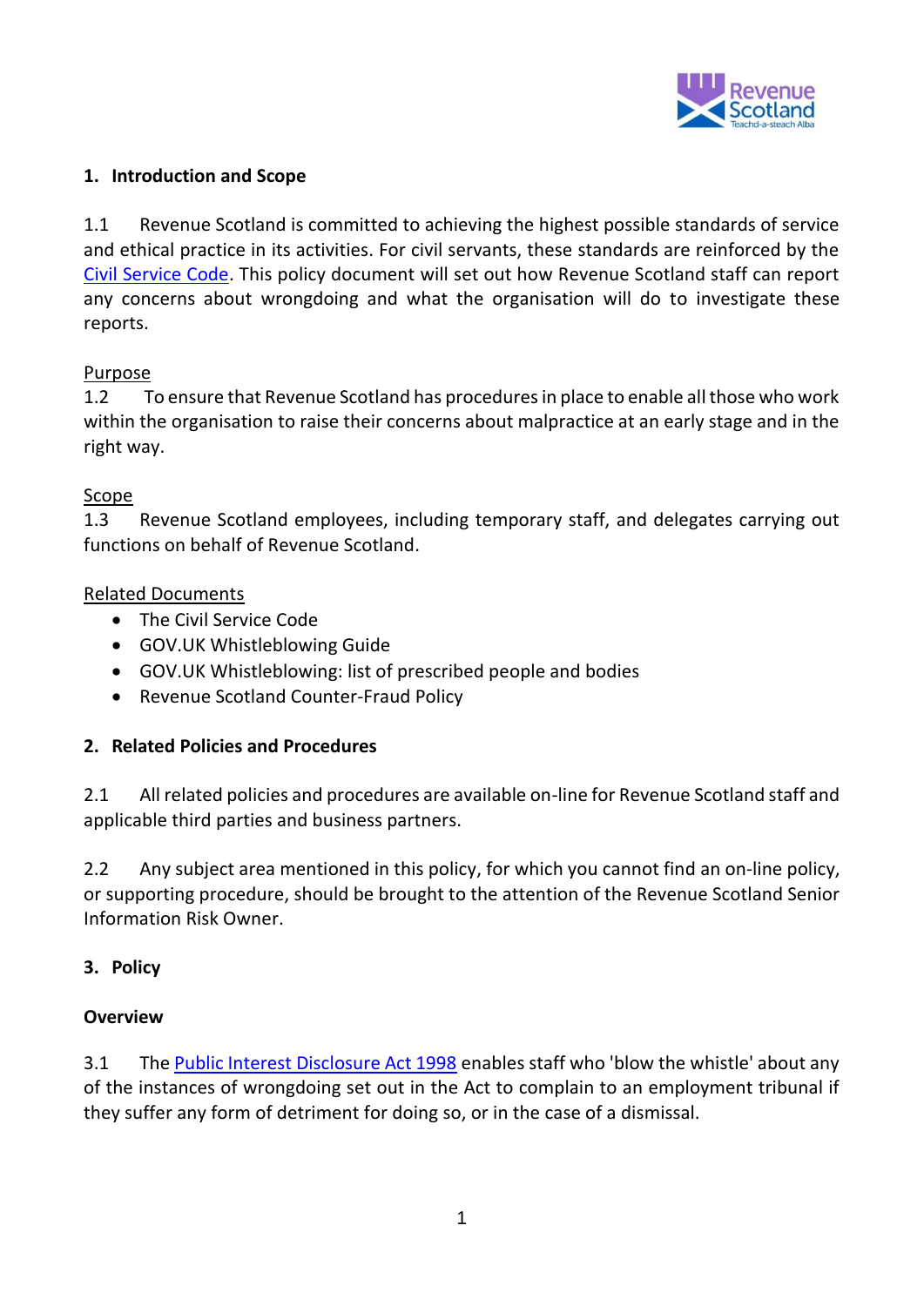## 1. Introduction and Scope

1.1 Revenue Scotland is committed to achieving the highest possible standards of service and ethical practice in its activities. For civil servants, these standards are reinforced by the Civil Service Code. This policy document will set out how Revenue Scotland staff can report any concerns about wrongdoing and what the organisation will do to investigate these reports.

Purpose

1.2 To ensure that Revenue Scotland has procedures in place to enable all those who work within the organisation to raise their concerns about malpractice at an early stage and in the right way.

Scope

1.3 Revenue Scotland employees, including temporary staff, and delegates carrying out functions on behalf of Revenue Scotland.

Related Documents

- The Civil Service Code
- GOV.UK Whistleblowing Guide
- GOV.UK Whistleblowing: list of prescribed people and bodies
- Revenue Scotland Counter-Fraud Policy

## 2. Related Policies and Procedures

2.1 All related policies and procedures are available on-line for Revenue Scotland staff and applicable third parties and business partners.

2.2 Any subject area mentioned in this policy, for which you cannot find an on-line policy, or supporting procedure, should be brought to the attention of the Revenue Scotland Senior Information Risk Owner.

## 3. Policy

### Overview

3.1 The Public Interest Disclosure Act 1998 enables staff who 'blow the whistle' about any of the instances of wrongdoing set out in the Act to complain to an employment tribunal if they suffer any form of detriment for doing so, or in the case of a dismissal.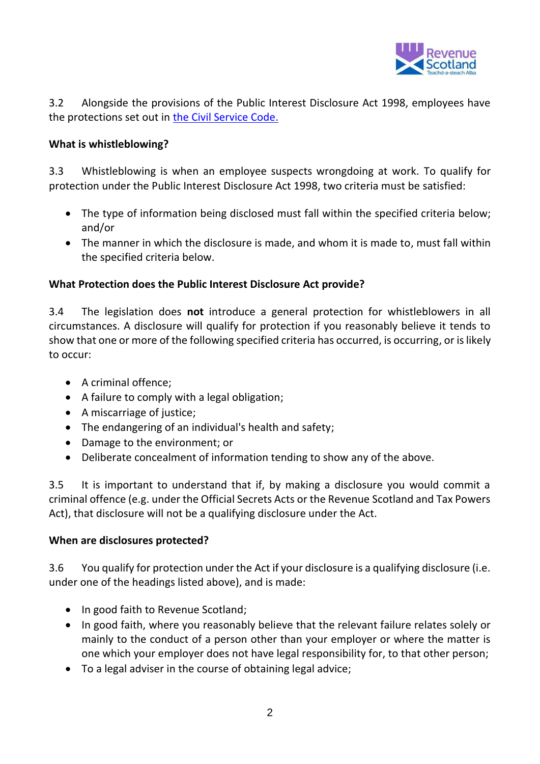3.2 Alongside the provisions of the Public Interest Disclosure Act 1998, employees have the protections set out in [the Civil Service Code.](#)

**What is whistleblowing?**

3.3 Whistleblowing is when an employee suspects wrongdoing at work. To qualify for protection under the Public Interest Disclosure Act 1998, two criteria must be satisfied:

- The type of information being disclosed must fall within the specified criteria below; and/or
- The manner in which the disclosure is made, and whom it is made to, must fall within the specified criteria below.

**What Protection does the Public Interest Disclosure Act provide?**

3.4 The legislation does **not** introduce a general protection for whistleblowers in all circumstances. A disclosure will qualify for protection if you reasonably believe it tends to show that one or more of the following specified criteria has occurred, is occurring, or is likely to occur:

- A criminal offence;
- A failure to comply with a legal obligation;
- A miscarriage of justice;
- The endangering of an individual's health and safety;
- Damage to the environment; or
- Deliberate concealment of information tending to show any of the above.

3.5 It is important to understand that if, by making a disclosure you would commit a criminal offence (e.g. under the Official Secrets Acts or the Revenue Scotland and Tax Powers Act), that disclosure will not be a qualifying disclosure under the Act.

**When are disclosures protected?**

3.6 You qualify for protection under the Act if your disclosure is a qualifying disclosure (i.e. under one of the headings listed above), and is made:

- In good faith to Revenue Scotland;
- In good faith, where you reasonably believe that the relevant failure relates solely or mainly to the conduct of a person other than your employer or where the matter is one which your employer does not have legal responsibility for, to that other person;
- To a legal adviser in the course of obtaining legal advice;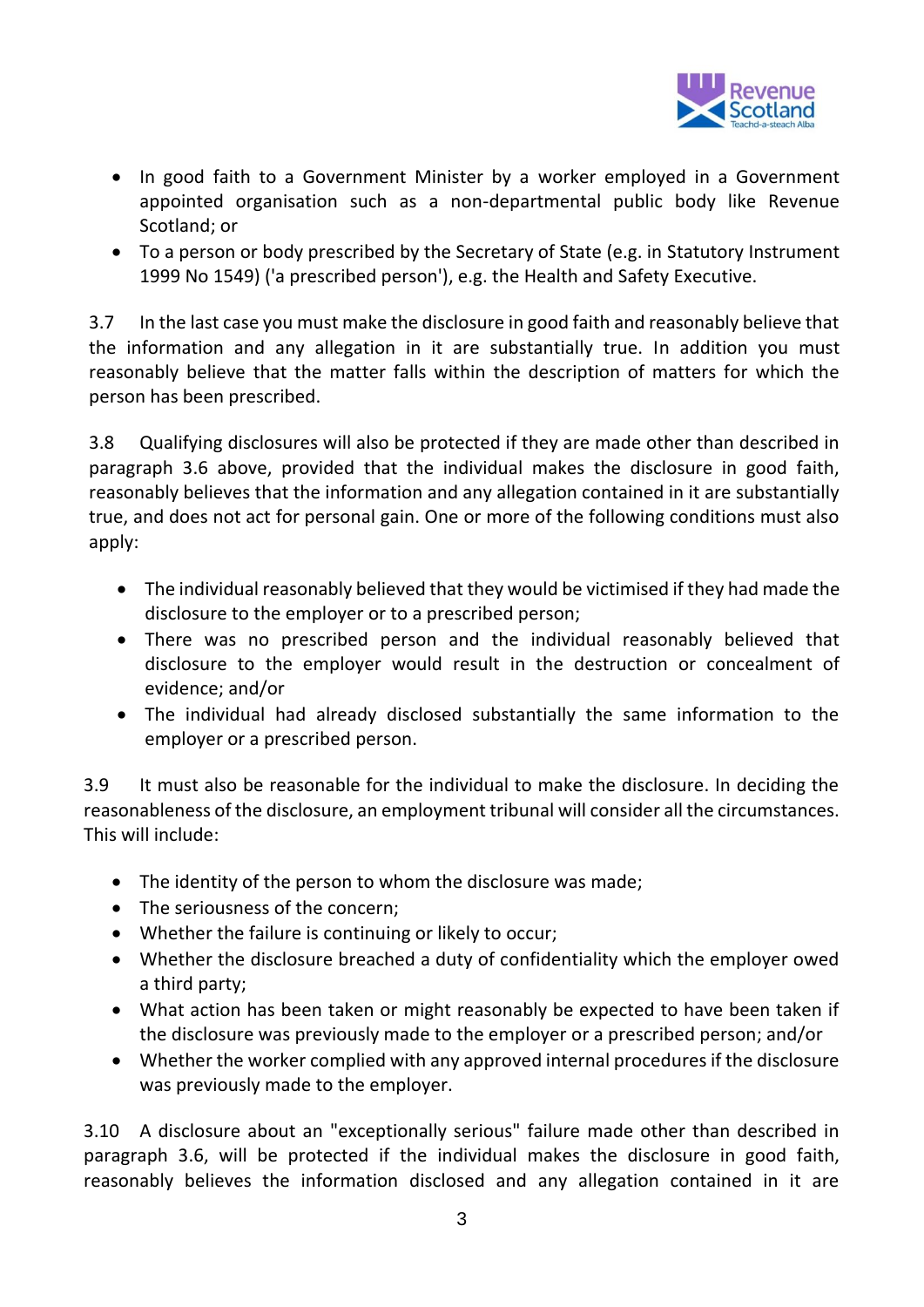- In good faith to a Government Minister by a worker employed in a Government appointed organisation such as a non-departmental public body like Revenue Scotland; or
- To a person or body prescribed by the Secretary of State (e.g. in Statutory Instrument 1999 No 1549) ('a prescribed person'), e.g. the Health and Safety Executive.

3.7 In the last case you must make the disclosure in good faith and reasonably believe that the information and any allegation in it are substantially true. In addition you must reasonably believe that the matter falls within the description of matters for which the person has been prescribed.

3.8 Qualifying disclosures will also be protected if they are made other than described in paragraph 3.6 above, provided that the individual makes the disclosure in good faith, reasonably believes that the information and any allegation contained in it are substantially true, and does not act for personal gain. One or more of the following conditions must also apply:

- The individual reasonably believed that they would be victimised if they had made the disclosure to the employer or to a prescribed person;
- There was no prescribed person and the individual reasonably believed that disclosure to the employer would result in the destruction or concealment of evidence; and/or
- The individual had already disclosed substantially the same information to the employer or a prescribed person.

3.9 It must also be reasonable for the individual to make the disclosure. In deciding the reasonableness of the disclosure, an employment tribunal will consider all the circumstances. This will include:

- The identity of the person to whom the disclosure was made;
- The seriousness of the concern;
- Whether the failure is continuing or likely to occur;
- Whether the disclosure breached a duty of confidentiality which the employer owed a third party;
- What action has been taken or might reasonably be expected to have been taken if the disclosure was previously made to the employer or a prescribed person; and/or
- Whether the worker complied with any approved internal procedures if the disclosure was previously made to the employer.

3.10 A disclosure about an "exceptionally serious" failure made other than described in paragraph 3.6, will be protected if the individual makes the disclosure in good faith, reasonably believes the information disclosed and any allegation contained in it are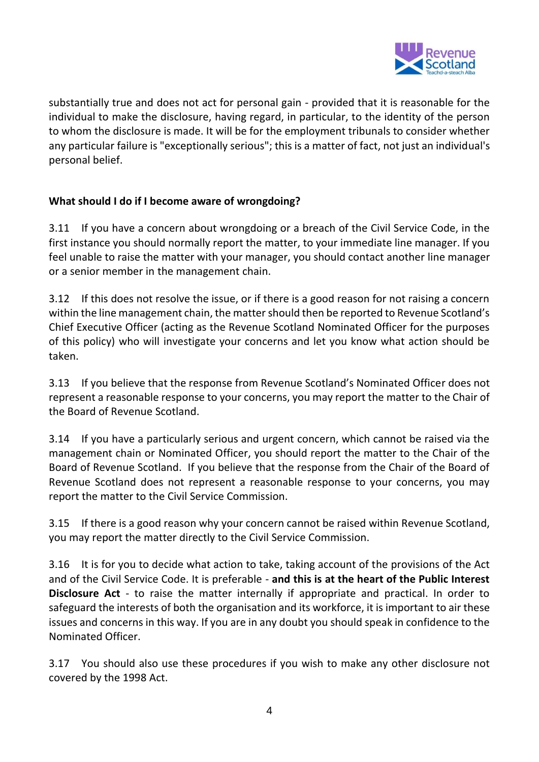substantially true and does not act for personal gain - provided that it is reasonable for the individual to make the disclosure, having regard, in particular, to the identity of the person to whom the disclosure is made. It will be for the employment tribunals to consider whether any particular failure is "exceptionally serious"; this is a matter of fact, not just an individual's personal belief.

**What should I do if I become aware of wrongdoing?**

3.11 If you have a concern about wrongdoing or a breach of the Civil Service Code, in the first instance you should normally report the matter, to your immediate line manager. If you feel unable to raise the matter with your manager, you should contact another line manager or a senior member in the management chain.

3.12 If this does not resolve the issue, or if there is a good reason for not raising a concern within the line management chain, the matter should then be reported to Revenue Scotland's Chief Executive Officer (acting as the Revenue Scotland Nominated Officer for the purposes of this policy) who will investigate your concerns and let you know what action should be taken.

3.13 If you believe that the response from Revenue Scotland's Nominated Officer does not represent a reasonable response to your concerns, you may report the matter to the Chair of the Board of Revenue Scotland.

3.14 If you have a particularly serious and urgent concern, which cannot be raised via the management chain or Nominated Officer, you should report the matter to the Chair of the Board of Revenue Scotland. If you believe that the response from the Chair of the Board of Revenue Scotland does not represent a reasonable response to your concerns, you may report the matter to the Civil Service Commission.

3.15 If there is a good reason why your concern cannot be raised within Revenue Scotland, you may report the matter directly to the Civil Service Commission.

3.16 It is for you to decide what action to take, taking account of the provisions of the Act and of the Civil Service Code. It is preferable - **and this is at the heart of the Public Interest Disclosure Act** - to raise the matter internally if appropriate and practical. In order to safeguard the interests of both the organisation and its workforce, it is important to air these issues and concerns in this way. If you are in any doubt you should speak in confidence to the Nominated Officer.

3.17 You should also use these procedures if you wish to make any other disclosure not covered by the 1998 Act.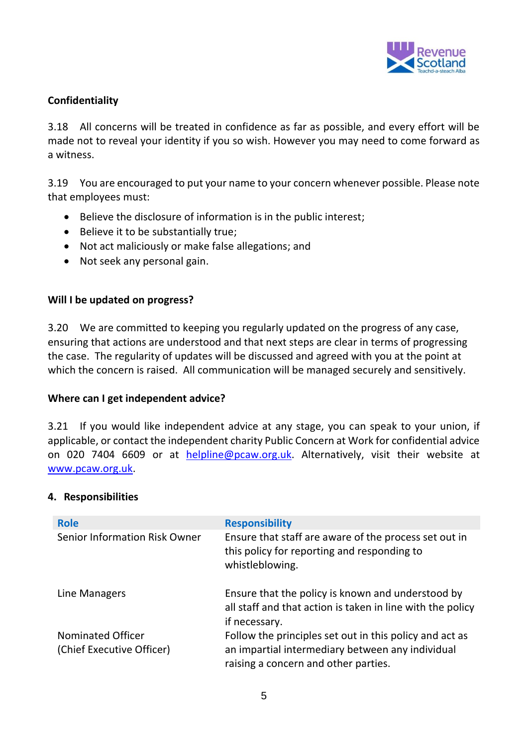**Confidentiality**

3.18 All concerns will be treated in confidence as far as possible, and every effort will be made not to reveal your identity if you so wish. However you may need to come forward as a witness.

3.19 You are encouraged to put your name to your concern whenever possible. Please note that employees must:

- Believe the disclosure of information is in the public interest;
- Believe it to be substantially true;
- Not act maliciously or make false allegations; and
- Not seek any personal gain.

**Will I be updated on progress?**

3.20 We are committed to keeping you regularly updated on the progress of any case, ensuring that actions are understood and that next steps are clear in terms of progressing the case. The regularity of updates will be discussed and agreed with you at the point at which the concern is raised. All communication will be managed securely and sensitively.

**Where can I get independent advice?**

3.21 If you would like independent advice at any stage, you can speak to your union, if applicable, or contact the independent charity Public Concern at Work for confidential advice on 020 7404 6609 or at [helpline@pcaw.org.uk](mailto:helpline@pcaw.org.uk). Alternatively, visit their website at [www.pcaw.org.uk](http://www.pcaw.org.uk).

## 4. Responsibilities

| Role | Responsibility |
|---|---|
| Senior Information Risk Owner | Ensure that staff are aware of the process set out in this policy for reporting and responding to whistleblowing. |
| Line Managers | Ensure that the policy is known and understood by all staff and that action is taken in line with the policy if necessary. |
| Nominated Officer (Chief Executive Officer) | Follow the principles set out in this policy and act as an impartial intermediary between any individual raising a concern and other parties. |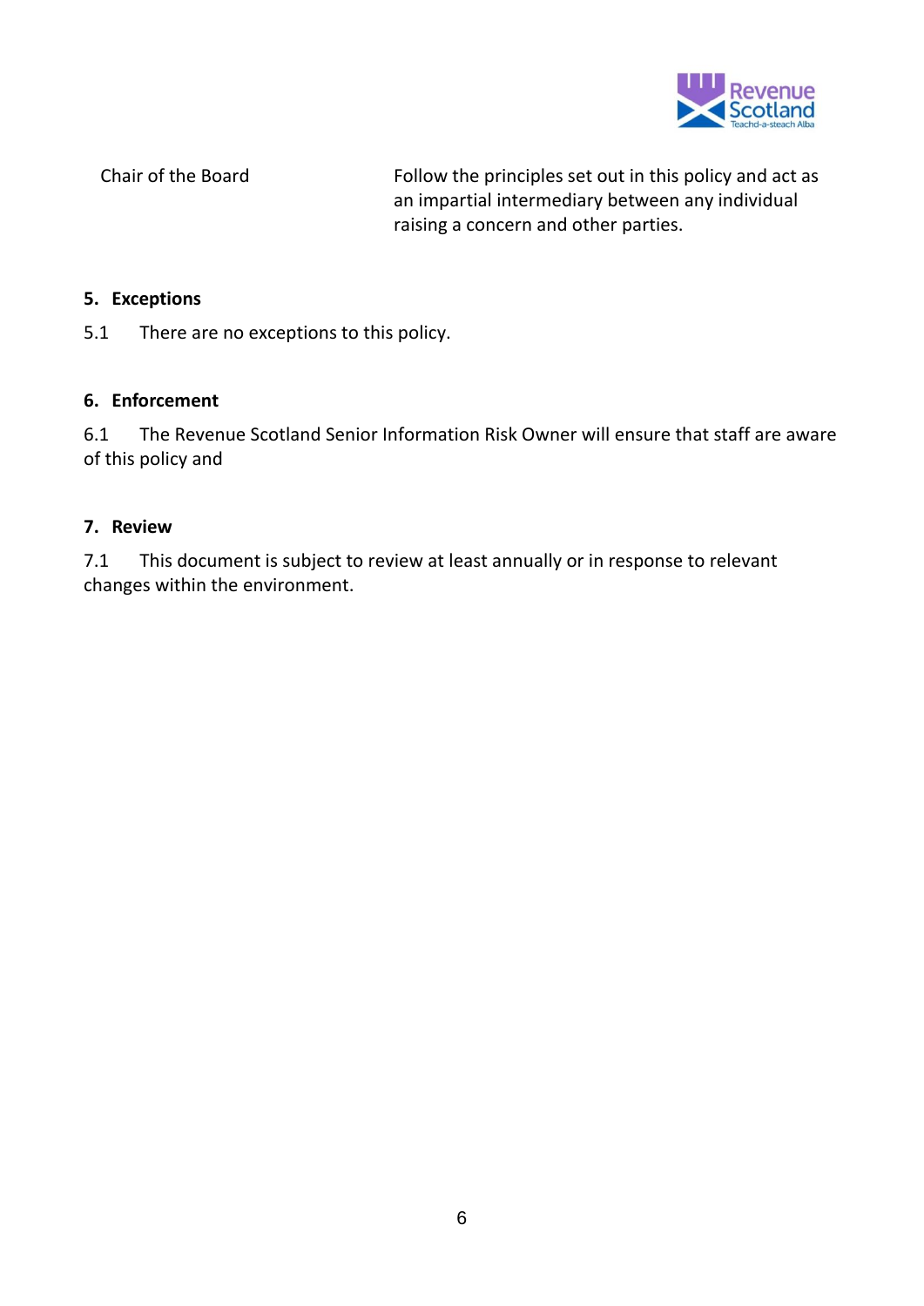| | |
|---|---|
| Chair of the Board | Follow the principles set out in this policy and act as an impartial intermediary between any individual raising a concern and other parties. |

## 5. Exceptions

5.1 There are no exceptions to this policy.

## 6. Enforcement

6.1 The Revenue Scotland Senior Information Risk Owner will ensure that staff are aware of this policy and

## 7. Review

7.1 This document is subject to review at least annually or in response to relevant changes within the environment.